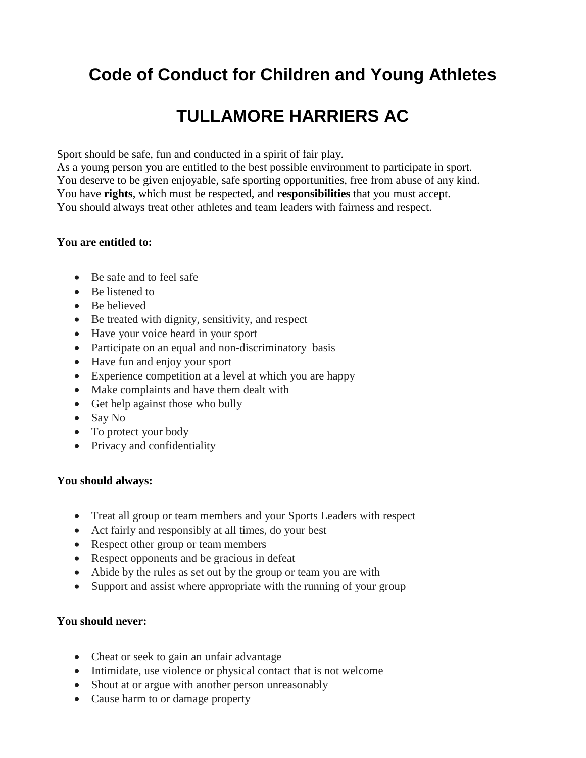# Code of Conduct for Children and Young Athletes

# TULLAMORE HARRIERS AC

Sport should be safe, fun and conducted in a spirit of fair play.
As a young person you are entitled to the best possible environment to participate in sport.
You deserve to be given enjoyable, safe sporting opportunities, free from abuse of any kind.
You have **rights**, which must be respected, and **responsibilities** that you must accept.
You should always treat other athletes and team leaders with fairness and respect.

**You are entitled to:**

- Be safe and to feel safe
- Be listened to
- Be believed
- Be treated with dignity, sensitivity, and respect
- Have your voice heard in your sport
- Participate on an equal and non-discriminatory basis
- Have fun and enjoy your sport
- Experience competition at a level at which you are happy
- Make complaints and have them dealt with
- Get help against those who bully
- Say No
- To protect your body
- Privacy and confidentiality

**You should always:**

- Treat all group or team members and your Sports Leaders with respect
- Act fairly and responsibly at all times, do your best
- Respect other group or team members
- Respect opponents and be gracious in defeat
- Abide by the rules as set out by the group or team you are with
- Support and assist where appropriate with the running of your group

**You should never:**

- Cheat or seek to gain an unfair advantage
- Intimidate, use violence or physical contact that is not welcome
- Shout at or argue with another person unreasonably
- Cause harm to or damage property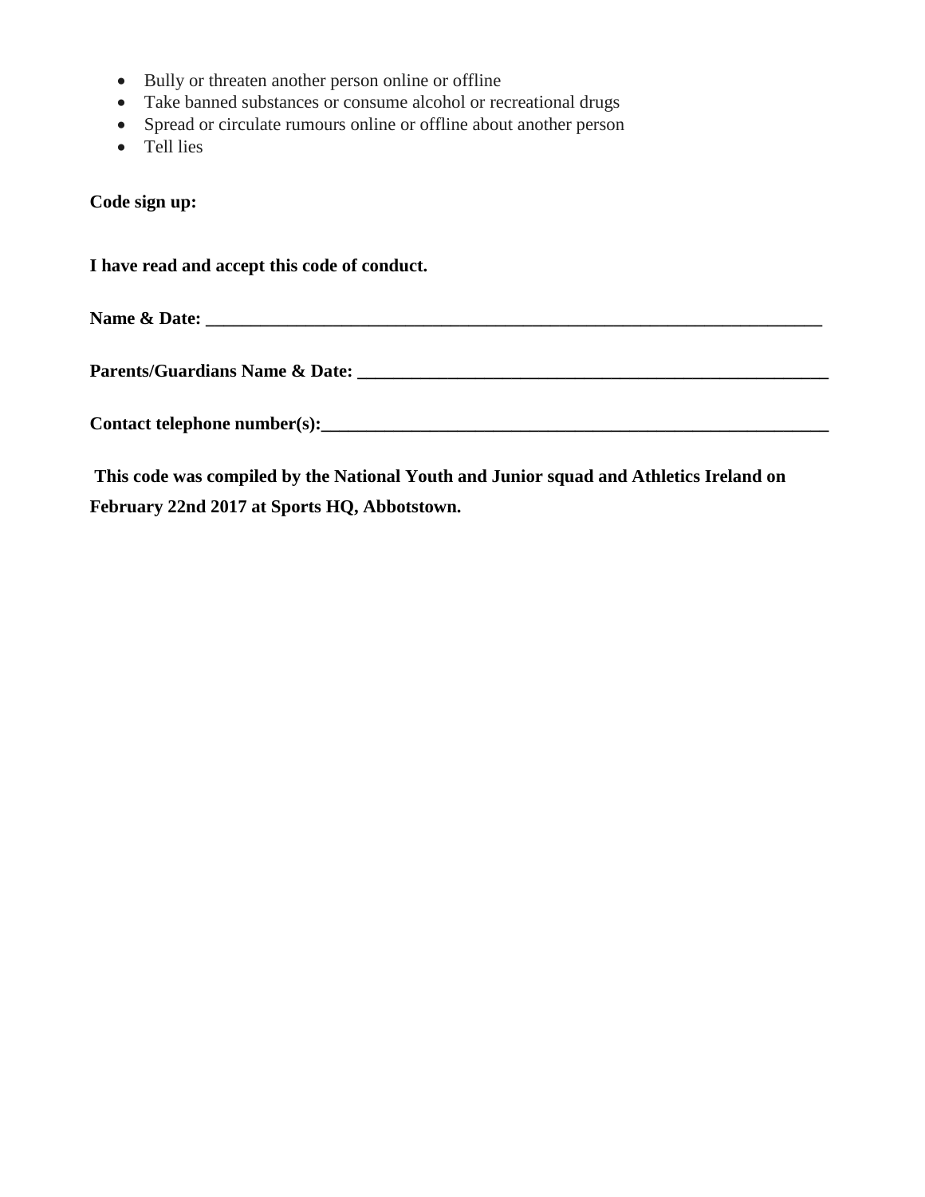- Bully or threaten another person online or offline
- Take banned substances or consume alcohol or recreational drugs
- Spread or circulate rumours online or offline about another person
- Tell lies

**Code sign up:**

**I have read and accept this code of conduct.**

**Name & Date: ___________________________________________________________________________**

**Parents/Guardians Name & Date: _______________________________________________________**

**Contact telephone number(s):__________________________________________________________**

**This code was compiled by the National Youth and Junior squad and Athletics Ireland on February 22nd 2017 at Sports HQ, Abbotstown.**